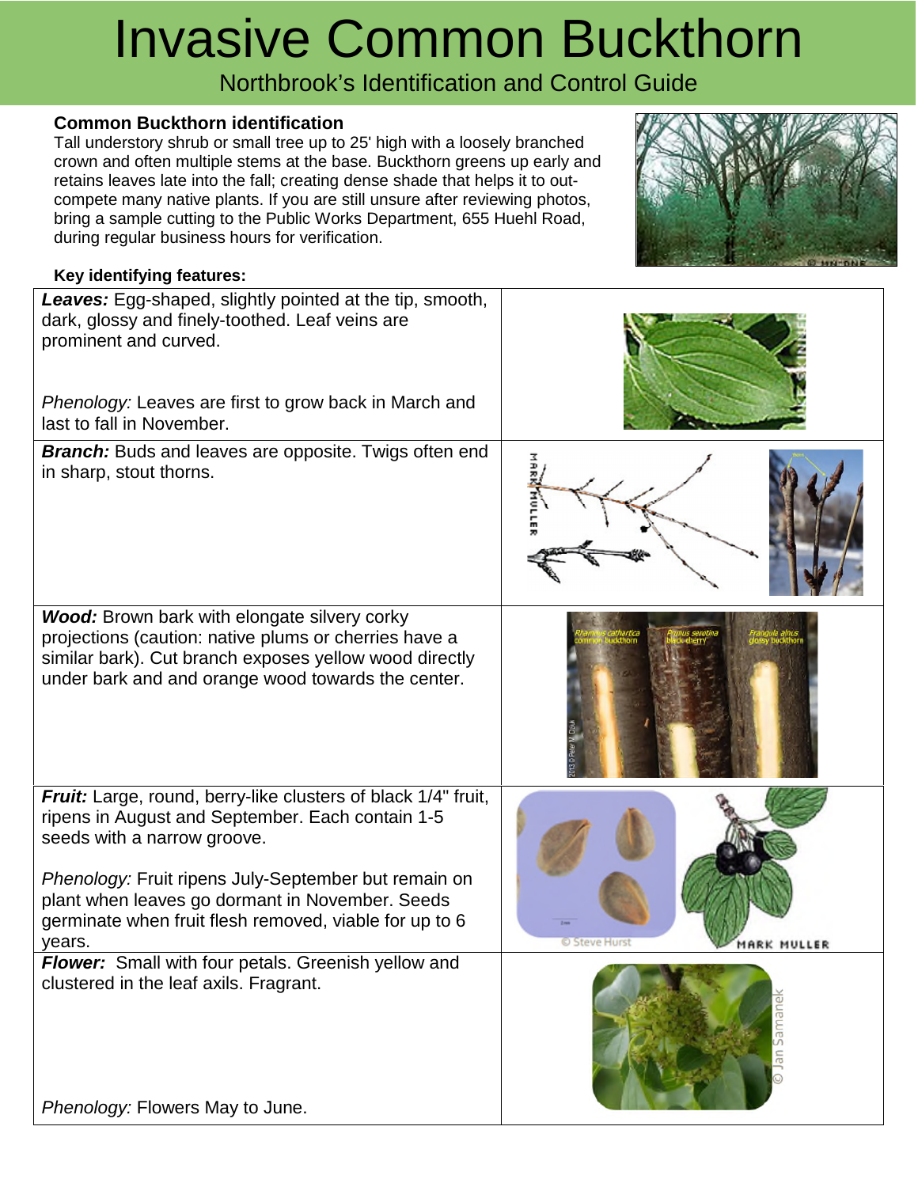# Invasive Common Buckthorn

## Northbrook's Identification and Control Guide

### Common Buckthorn identification

Tall understory shrub or small tree up to 25' high with a loosely branched crown and often multiple stems at the base. Buckthorn greens up early and retains leaves late into the fall; creating dense shade that helps it to out-compete many native plants. If you are still unsure after reviewing photos, bring a sample cutting to the Public Works Department, 655 Huehl Road, during regular business hours for verification.

**Key identifying features:**

**Leaves:** Egg-shaped, slightly pointed at the tip, smooth, dark, glossy and finely-toothed. Leaf veins are prominent and curved.

*Phenology:* Leaves are first to grow back in March and last to fall in November.

**Branch:** Buds and leaves are opposite. Twigs often end in sharp, stout thorns.

**Wood:** Brown bark with elongate silvery corky projections (caution: native plums or cherries have a similar bark). Cut branch exposes yellow wood directly under bark and and orange wood towards the center.

**Fruit:** Large, round, berry-like clusters of black 1/4" fruit, ripens in August and September. Each contain 1-5 seeds with a narrow groove.

*Phenology:* Fruit ripens July-September but remain on plant when leaves go dormant in November. Seeds germinate when fruit flesh removed, viable for up to 6 years.

**Flower:** Small with four petals. Greenish yellow and clustered in the leaf axils. Fragrant.

*Phenology:* Flowers May to June.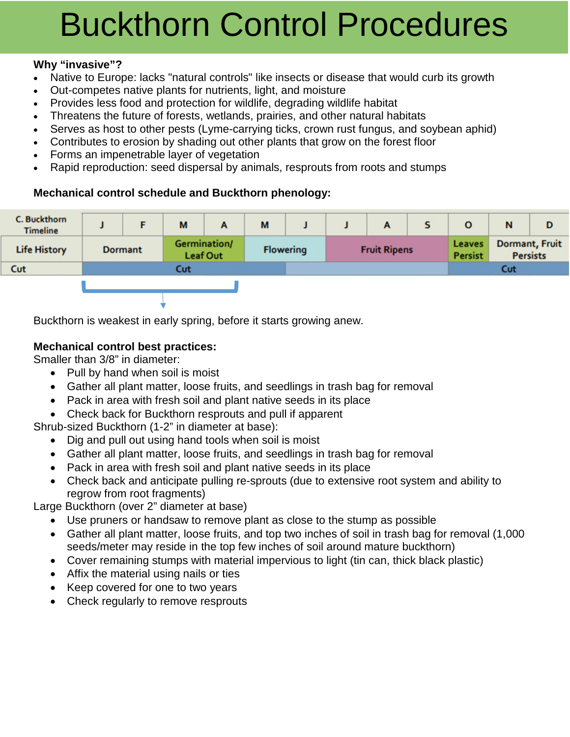# Buckthorn Control Procedures

**Why "invasive"?**

- Native to Europe: lacks "natural controls" like insects or disease that would curb its growth
- Out-competes native plants for nutrients, light, and moisture
- Provides less food and protection for wildlife, degrading wildlife habitat
- Threatens the future of forests, wetlands, prairies, and other natural habitats
- Serves as host to other pests (Lyme-carrying ticks, crown rust fungus, and soybean aphid)
- Contributes to erosion by shading out other plants that grow on the forest floor
- Forms an impenetrable layer of vegetation
- Rapid reproduction: seed dispersal by animals, resprouts from roots and stumps

**Mechanical control schedule and Buckthorn phenology:**

| C. Buckthorn Timeline | J | F | M | A | M | J | J | A | S | O | N | D |
|---|---|---|---|---|---|---|---|---|---|---|---|---|
| Life History | Dormant | | Germination/ Leaf Out | | Flowering | | Fruit Ripens | | | Leaves Persist | Dormant, Fruit Persists | |
| Cut | Cut | | | | | | | | | Cut | | |

Buckthorn is weakest in early spring, before it starts growing anew.

**Mechanical control best practices:**

Smaller than 3/8" in diameter:

- Pull by hand when soil is moist
- Gather all plant matter, loose fruits, and seedlings in trash bag for removal
- Pack in area with fresh soil and plant native seeds in its place
- Check back for Buckthorn resprouts and pull if apparent

Shrub-sized Buckthorn (1-2" in diameter at base):

- Dig and pull out using hand tools when soil is moist
- Gather all plant matter, loose fruits, and seedlings in trash bag for removal
- Pack in area with fresh soil and plant native seeds in its place
- Check back and anticipate pulling re-sprouts (due to extensive root system and ability to regrow from root fragments)

Large Buckthorn (over 2" diameter at base)

- Use pruners or handsaw to remove plant as close to the stump as possible
- Gather all plant matter, loose fruits, and top two inches of soil in trash bag for removal (1,000 seeds/meter may reside in the top few inches of soil around mature buckthorn)
- Cover remaining stumps with material impervious to light (tin can, thick black plastic)
- Affix the material using nails or ties
- Keep covered for one to two years
- Check regularly to remove resprouts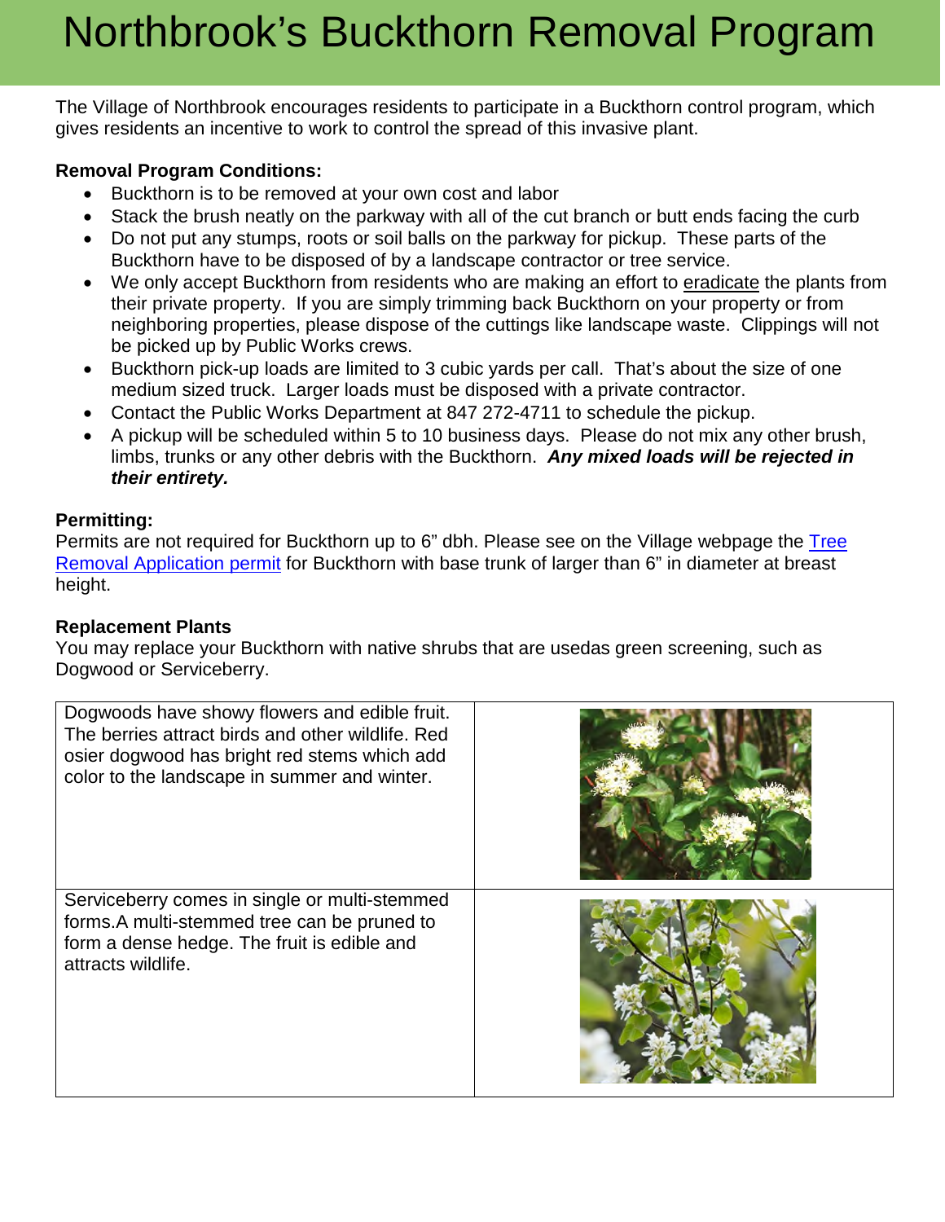# Northbrook's Buckthorn Removal Program

The Village of Northbrook encourages residents to participate in a Buckthorn control program, which gives residents an incentive to work to control the spread of this invasive plant.

**Removal Program Conditions:**

- Buckthorn is to be removed at your own cost and labor
- Stack the brush neatly on the parkway with all of the cut branch or butt ends facing the curb
- Do not put any stumps, roots or soil balls on the parkway for pickup. These parts of the Buckthorn have to be disposed of by a landscape contractor or tree service.
- We only accept Buckthorn from residents who are making an effort to <u>eradicate</u> the plants from their private property. If you are simply trimming back Buckthorn on your property or from neighboring properties, please dispose of the cuttings like landscape waste. Clippings will not be picked up by Public Works crews.
- Buckthorn pick-up loads are limited to 3 cubic yards per call. That's about the size of one medium sized truck. Larger loads must be disposed with a private contractor.
- Contact the Public Works Department at 847 272-4711 to schedule the pickup.
- A pickup will be scheduled within 5 to 10 business days. Please do not mix any other brush, limbs, trunks or any other debris with the Buckthorn. ***Any mixed loads will be rejected in their entirety.***

**Permitting:**

Permits are not required for Buckthorn up to 6" dbh. Please see on the Village webpage the Tree Removal Application permit for Buckthorn with base trunk of larger than 6" in diameter at breast height.

**Replacement Plants**

You may replace your Buckthorn with native shrubs that are usedas green screening, such as Dogwood or Serviceberry.

| | |
|---|---|
| Dogwoods have showy flowers and edible fruit. The berries attract birds and other wildlife. Red osier dogwood has bright red stems which add color to the landscape in summer and winter. | |
| Serviceberry comes in single or multi-stemmed forms.A multi-stemmed tree can be pruned to form a dense hedge. The fruit is edible and attracts wildlife. | |